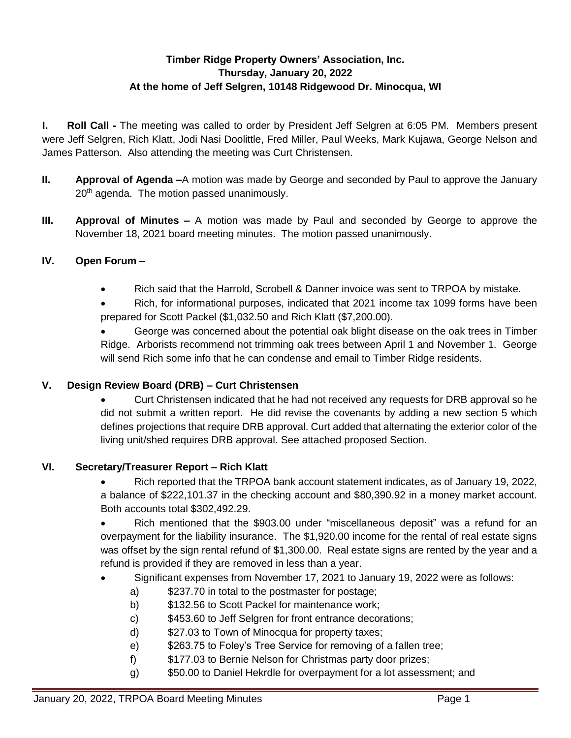**Timber Ridge Property Owners' Association, Inc.**
**Thursday, January 20, 2022**
**At the home of Jeff Selgren, 10148 Ridgewood Dr. Minocqua, WI**

**I. Roll Call -** The meeting was called to order by President Jeff Selgren at 6:05 PM. Members present were Jeff Selgren, Rich Klatt, Jodi Nasi Doolittle, Fred Miller, Paul Weeks, Mark Kujawa, George Nelson and James Patterson. Also attending the meeting was Curt Christensen.

**II. Approval of Agenda –**A motion was made by George and seconded by Paul to approve the January 20th agenda. The motion passed unanimously.

**III. Approval of Minutes –** A motion was made by Paul and seconded by George to approve the November 18, 2021 board meeting minutes. The motion passed unanimously.

**IV. Open Forum –**

- Rich said that the Harrold, Scrobell & Danner invoice was sent to TRPOA by mistake.
- Rich, for informational purposes, indicated that 2021 income tax 1099 forms have been prepared for Scott Packel ($1,032.50 and Rich Klatt ($7,200.00).
- George was concerned about the potential oak blight disease on the oak trees in Timber Ridge. Arborists recommend not trimming oak trees between April 1 and November 1. George will send Rich some info that he can condense and email to Timber Ridge residents.

**V. Design Review Board (DRB) – Curt Christensen**

- Curt Christensen indicated that he had not received any requests for DRB approval so he did not submit a written report. He did revise the covenants by adding a new section 5 which defines projections that require DRB approval. Curt added that alternating the exterior color of the living unit/shed requires DRB approval. See attached proposed Section.

**VI. Secretary/Treasurer Report – Rich Klatt**

- Rich reported that the TRPOA bank account statement indicates, as of January 19, 2022, a balance of $222,101.37 in the checking account and $80,390.92 in a money market account. Both accounts total $302,492.29.
- Rich mentioned that the $903.00 under "miscellaneous deposit" was a refund for an overpayment for the liability insurance. The $1,920.00 income for the rental of real estate signs was offset by the sign rental refund of $1,300.00. Real estate signs are rented by the year and a refund is provided if they are removed in less than a year.
- Significant expenses from November 17, 2021 to January 19, 2022 were as follows:
  - a) $237.70 in total to the postmaster for postage;
  - b) $132.56 to Scott Packel for maintenance work;
  - c) $453.60 to Jeff Selgren for front entrance decorations;
  - d) $27.03 to Town of Minocqua for property taxes;
  - e) $263.75 to Foley's Tree Service for removing of a fallen tree;
  - f) $177.03 to Bernie Nelson for Christmas party door prizes;
  - g) $50.00 to Daniel Hekrdle for overpayment for a lot assessment; and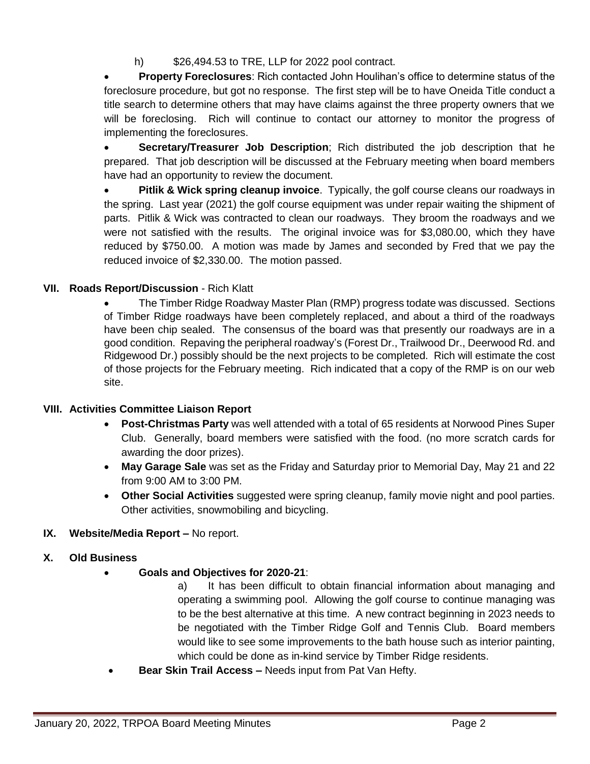h) $26,494.53 to TRE, LLP for 2022 pool contract.

- **Property Foreclosures**: Rich contacted John Houlihan's office to determine status of the foreclosure procedure, but got no response. The first step will be to have Oneida Title conduct a title search to determine others that may have claims against the three property owners that we will be foreclosing. Rich will continue to contact our attorney to monitor the progress of implementing the foreclosures.
- **Secretary/Treasurer Job Description**; Rich distributed the job description that he prepared. That job description will be discussed at the February meeting when board members have had an opportunity to review the document.
- **Pitlik & Wick spring cleanup invoice**. Typically, the golf course cleans our roadways in the spring. Last year (2021) the golf course equipment was under repair waiting the shipment of parts. Pitlik & Wick was contracted to clean our roadways. They broom the roadways and we were not satisfied with the results. The original invoice was for $3,080.00, which they have reduced by $750.00. A motion was made by James and seconded by Fred that we pay the reduced invoice of $2,330.00. The motion passed.

## VII. Roads Report/Discussion - Rich Klatt

- The Timber Ridge Roadway Master Plan (RMP) progress todate was discussed. Sections of Timber Ridge roadways have been completely replaced, and about a third of the roadways have been chip sealed. The consensus of the board was that presently our roadways are in a good condition. Repaving the peripheral roadway's (Forest Dr., Trailwood Dr., Deerwood Rd. and Ridgewood Dr.) possibly should be the next projects to be completed. Rich will estimate the cost of those projects for the February meeting. Rich indicated that a copy of the RMP is on our web site.

## VIII. Activities Committee Liaison Report

- **Post-Christmas Party** was well attended with a total of 65 residents at Norwood Pines Super Club. Generally, board members were satisfied with the food. (no more scratch cards for awarding the door prizes).
- **May Garage Sale** was set as the Friday and Saturday prior to Memorial Day, May 21 and 22 from 9:00 AM to 3:00 PM.
- **Other Social Activities** suggested were spring cleanup, family movie night and pool parties. Other activities, snowmobiling and bicycling.

## IX. Website/Media Report – No report.

## X. Old Business

- **Goals and Objectives for 2020-21**:

  a) It has been difficult to obtain financial information about managing and operating a swimming pool. Allowing the golf course to continue managing was to be the best alternative at this time. A new contract beginning in 2023 needs to be negotiated with the Timber Ridge Golf and Tennis Club. Board members would like to see some improvements to the bath house such as interior painting, which could be done as in-kind service by Timber Ridge residents.

- **Bear Skin Trail Access –** Needs input from Pat Van Hefty.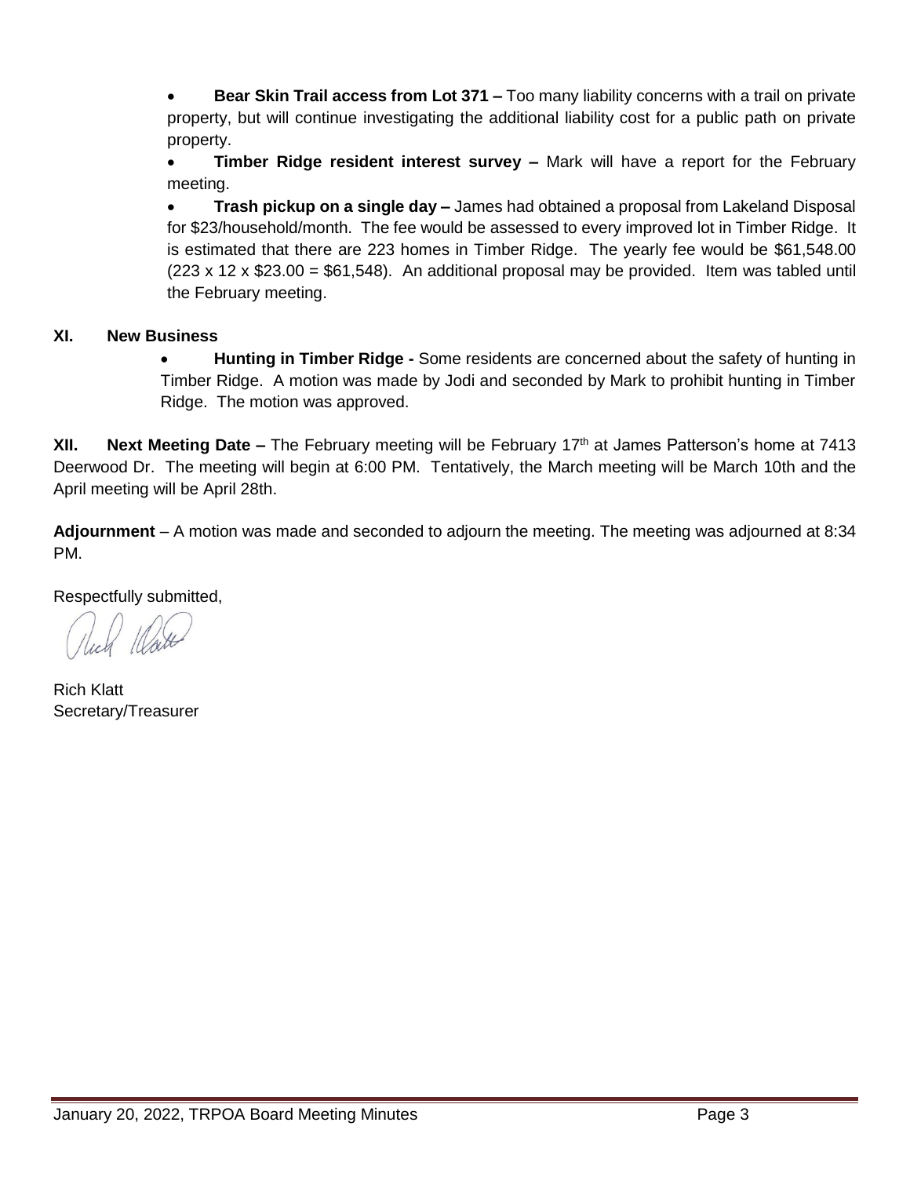- **Bear Skin Trail access from Lot 371 –** Too many liability concerns with a trail on private property, but will continue investigating the additional liability cost for a public path on private property.
- **Timber Ridge resident interest survey –** Mark will have a report for the February meeting.
- **Trash pickup on a single day –** James had obtained a proposal from Lakeland Disposal for $23/household/month. The fee would be assessed to every improved lot in Timber Ridge. It is estimated that there are 223 homes in Timber Ridge. The yearly fee would be $61,548.00 (223 x 12 x $23.00 = $61,548). An additional proposal may be provided. Item was tabled until the February meeting.

**XI. New Business**

- **Hunting in Timber Ridge -** Some residents are concerned about the safety of hunting in Timber Ridge. A motion was made by Jodi and seconded by Mark to prohibit hunting in Timber Ridge. The motion was approved.

**XII. Next Meeting Date –** The February meeting will be February 17th at James Patterson's home at 7413 Deerwood Dr. The meeting will begin at 6:00 PM. Tentatively, the March meeting will be March 10th and the April meeting will be April 28th.

**Adjournment** – A motion was made and seconded to adjourn the meeting. The meeting was adjourned at 8:34 PM.

Respectfully submitted,

Rich Klatt
Secretary/Treasurer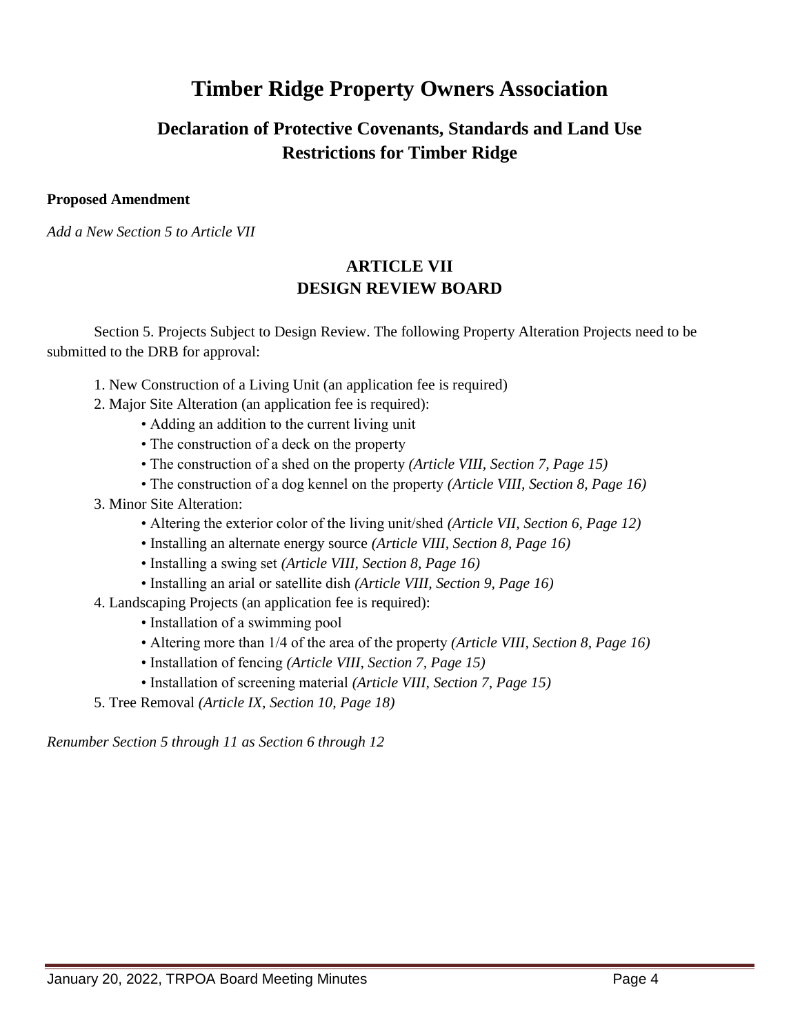# Timber Ridge Property Owners Association

## Declaration of Protective Covenants, Standards and Land Use Restrictions for Timber Ridge

**Proposed Amendment**

*Add a New Section 5 to Article VII*

### ARTICLE VII
### DESIGN REVIEW BOARD

Section 5. Projects Subject to Design Review. The following Property Alteration Projects need to be submitted to the DRB for approval:

1. New Construction of a Living Unit (an application fee is required)
2. Major Site Alteration (an application fee is required):
   - Adding an addition to the current living unit
   - The construction of a deck on the property
   - The construction of a shed on the property *(Article VIII, Section 7, Page 15)*
   - The construction of a dog kennel on the property *(Article VIII, Section 8, Page 16)*
3. Minor Site Alteration:
   - Altering the exterior color of the living unit/shed *(Article VII, Section 6, Page 12)*
   - Installing an alternate energy source *(Article VIII, Section 8, Page 16)*
   - Installing a swing set *(Article VIII, Section 8, Page 16)*
   - Installing an arial or satellite dish *(Article VIII, Section 9, Page 16)*
4. Landscaping Projects (an application fee is required):
   - Installation of a swimming pool
   - Altering more than 1/4 of the area of the property *(Article VIII, Section 8, Page 16)*
   - Installation of fencing *(Article VIII, Section 7, Page 15)*
   - Installation of screening material *(Article VIII, Section 7, Page 15)*
5. Tree Removal *(Article IX, Section 10, Page 18)*

*Renumber Section 5 through 11 as Section 6 through 12*